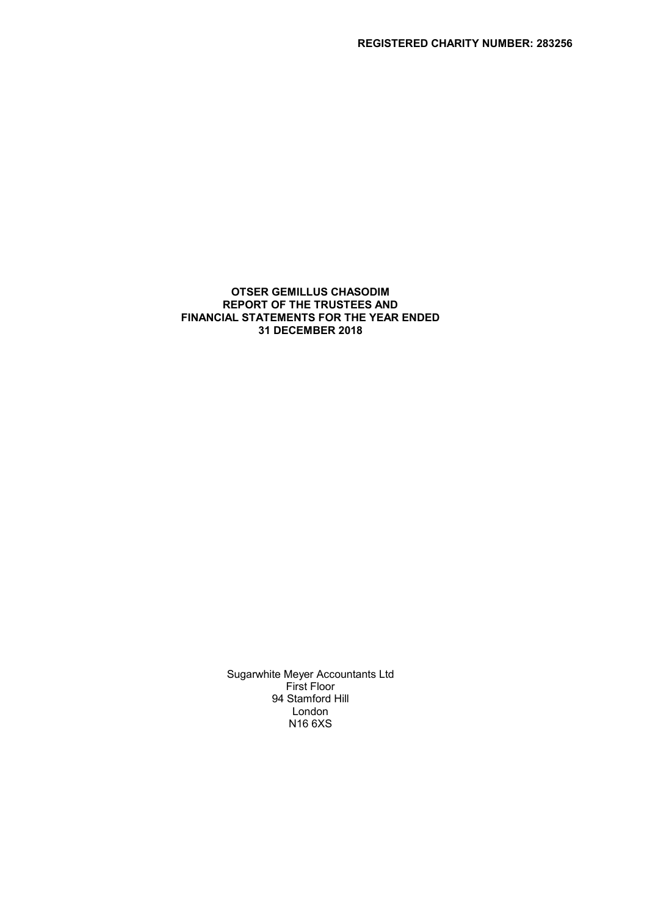**REGISTERED CHARITY NUMBER: 283256**

# OTSER GEMILLUS CHASODIM
## REPORT OF THE TRUSTEES AND FINANCIAL STATEMENTS FOR THE YEAR ENDED 31 DECEMBER 2018

Sugarwhite Meyer Accountants Ltd
First Floor
94 Stamford Hill
London
N16 6XS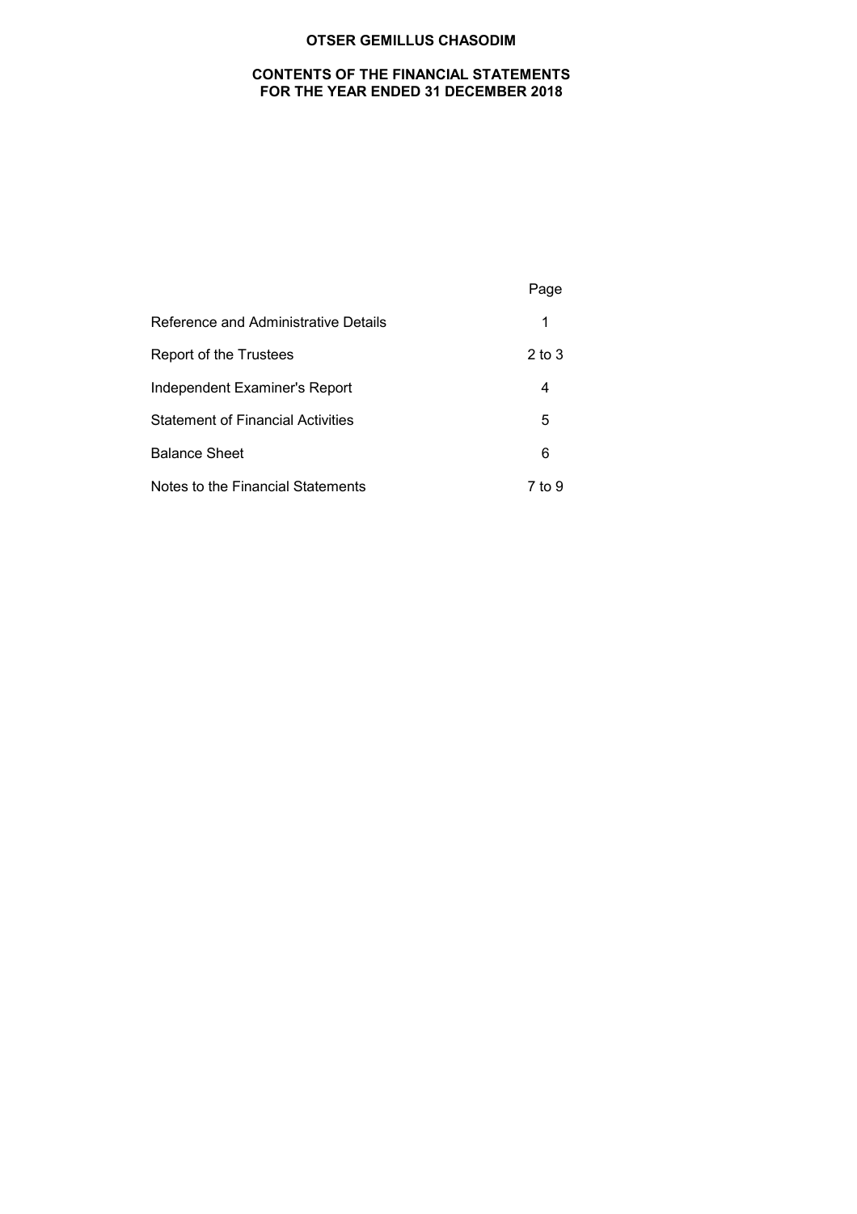# OTSER GEMILLUS CHASODIM

## CONTENTS OF THE FINANCIAL STATEMENTS FOR THE YEAR ENDED 31 DECEMBER 2018

| | Page |
|---|---|
| Reference and Administrative Details | 1 |
| Report of the Trustees | 2 to 3 |
| Independent Examiner's Report | 4 |
| Statement of Financial Activities | 5 |
| Balance Sheet | 6 |
| Notes to the Financial Statements | 7 to 9 |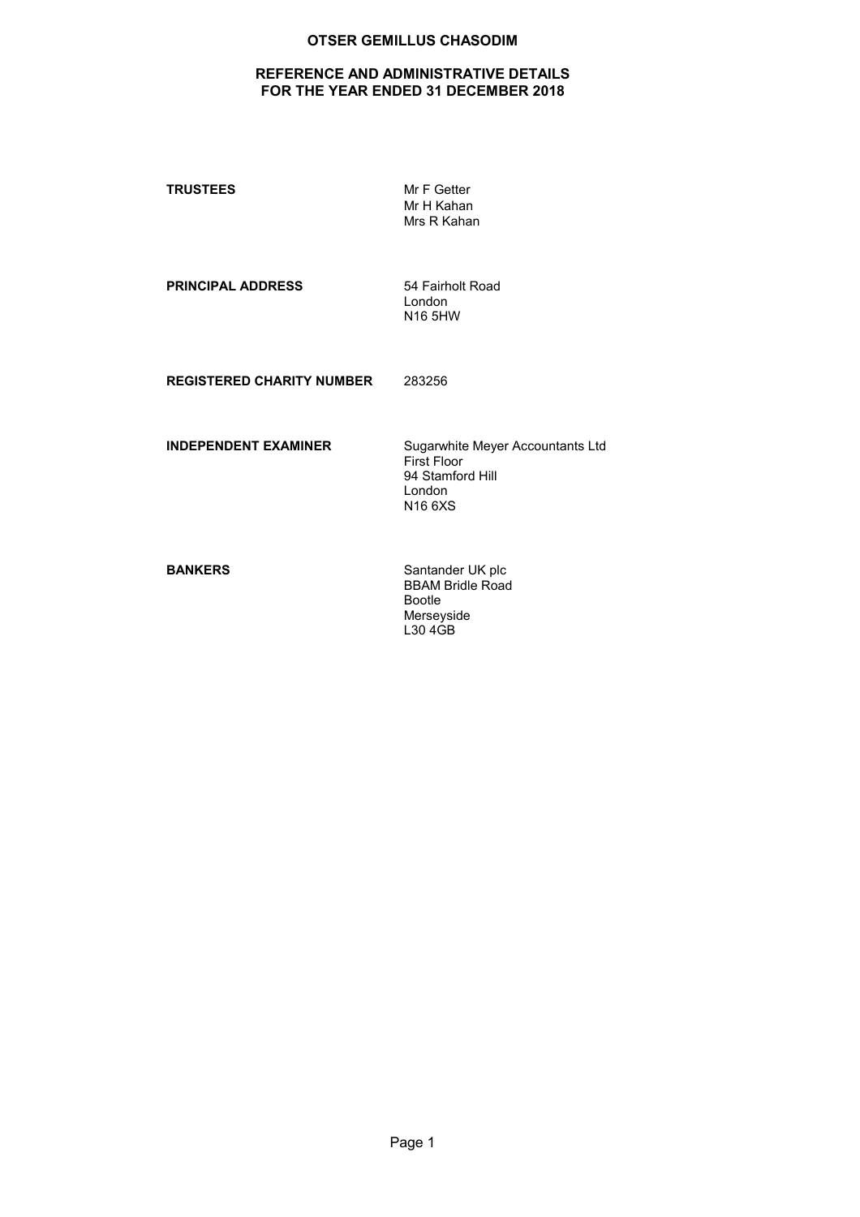# OTSER GEMILLUS CHASODIM

## REFERENCE AND ADMINISTRATIVE DETAILS FOR THE YEAR ENDED 31 DECEMBER 2018

| | |
|---|---|
| **TRUSTEES** | Mr F Getter<br>Mr H Kahan<br>Mrs R Kahan |
| **PRINCIPAL ADDRESS** | 54 Fairholt Road<br>London<br>N16 5HW |
| **REGISTERED CHARITY NUMBER** | 283256 |
| **INDEPENDENT EXAMINER** | Sugarwhite Meyer Accountants Ltd<br>First Floor<br>94 Stamford Hill<br>London<br>N16 6XS |
| **BANKERS** | Santander UK plc<br>BBAM Bridle Road<br>Bootle<br>Merseyside<br>L30 4GB |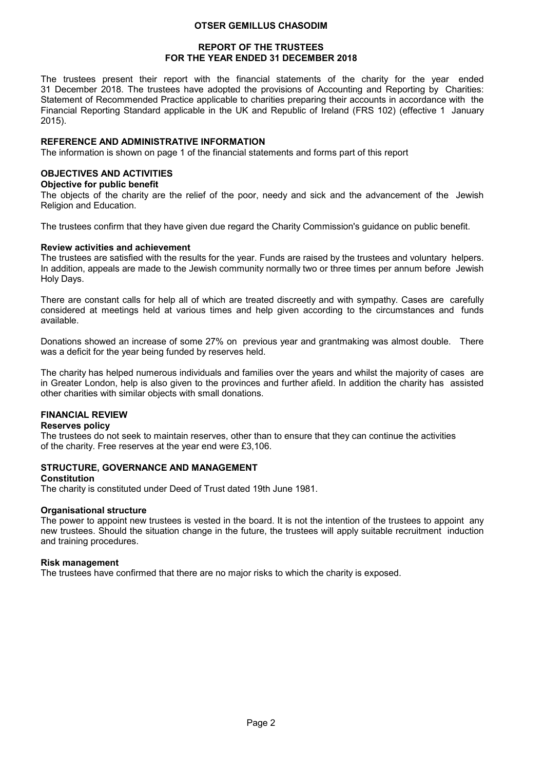# OTSER GEMILLUS CHASODIM

## REPORT OF THE TRUSTEES
## FOR THE YEAR ENDED 31 DECEMBER 2018

The trustees present their report with the financial statements of the charity for the year ended 31 December 2018. The trustees have adopted the provisions of Accounting and Reporting by Charities: Statement of Recommended Practice applicable to charities preparing their accounts in accordance with the Financial Reporting Standard applicable in the UK and Republic of Ireland (FRS 102) (effective 1 January 2015).

### REFERENCE AND ADMINISTRATIVE INFORMATION

The information is shown on page 1 of the financial statements and forms part of this report

### OBJECTIVES AND ACTIVITIES

#### Objective for public benefit

The objects of the charity are the relief of the poor, needy and sick and the advancement of the Jewish Religion and Education.

The trustees confirm that they have given due regard the Charity Commission's guidance on public benefit.

#### Review activities and achievement

The trustees are satisfied with the results for the year. Funds are raised by the trustees and voluntary helpers. In addition, appeals are made to the Jewish community normally two or three times per annum before Jewish Holy Days.

There are constant calls for help all of which are treated discreetly and with sympathy. Cases are carefully considered at meetings held at various times and help given according to the circumstances and funds available.

Donations showed an increase of some 27% on previous year and grantmaking was almost double. There was a deficit for the year being funded by reserves held.

The charity has helped numerous individuals and families over the years and whilst the majority of cases are in Greater London, help is also given to the provinces and further afield. In addition the charity has assisted other charities with similar objects with small donations.

### FINANCIAL REVIEW

#### Reserves policy

The trustees do not seek to maintain reserves, other than to ensure that they can continue the activities of the charity. Free reserves at the year end were £3,106.

### STRUCTURE, GOVERNANCE AND MANAGEMENT

#### Constitution

The charity is constituted under Deed of Trust dated 19th June 1981.

#### Organisational structure

The power to appoint new trustees is vested in the board. It is not the intention of the trustees to appoint any new trustees. Should the situation change in the future, the trustees will apply suitable recruitment induction and training procedures.

#### Risk management

The trustees have confirmed that there are no major risks to which the charity is exposed.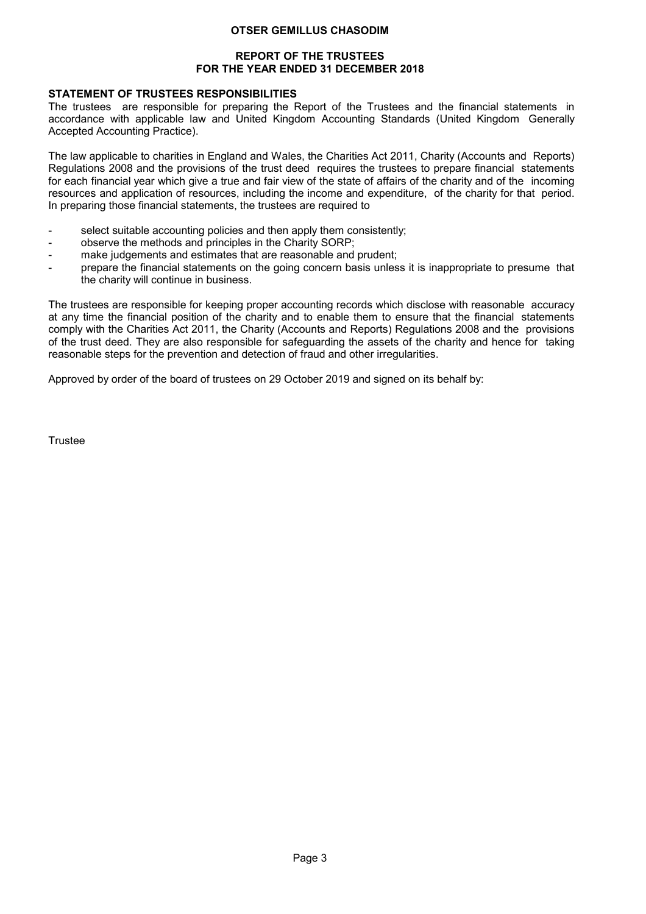**OTSER GEMILLUS CHASODIM**

**REPORT OF THE TRUSTEES**
**FOR THE YEAR ENDED 31 DECEMBER 2018**

## STATEMENT OF TRUSTEES RESPONSIBILITIES

The trustees are responsible for preparing the Report of the Trustees and the financial statements in accordance with applicable law and United Kingdom Accounting Standards (United Kingdom Generally Accepted Accounting Practice).

The law applicable to charities in England and Wales, the Charities Act 2011, Charity (Accounts and Reports) Regulations 2008 and the provisions of the trust deed requires the trustees to prepare financial statements for each financial year which give a true and fair view of the state of affairs of the charity and of the incoming resources and application of resources, including the income and expenditure, of the charity for that period. In preparing those financial statements, the trustees are required to

- select suitable accounting policies and then apply them consistently;
- observe the methods and principles in the Charity SORP;
- make judgements and estimates that are reasonable and prudent;
- prepare the financial statements on the going concern basis unless it is inappropriate to presume that the charity will continue in business.

The trustees are responsible for keeping proper accounting records which disclose with reasonable accuracy at any time the financial position of the charity and to enable them to ensure that the financial statements comply with the Charities Act 2011, the Charity (Accounts and Reports) Regulations 2008 and the provisions of the trust deed. They are also responsible for safeguarding the assets of the charity and hence for taking reasonable steps for the prevention and detection of fraud and other irregularities.

Approved by order of the board of trustees on 29 October 2019 and signed on its behalf by:

Trustee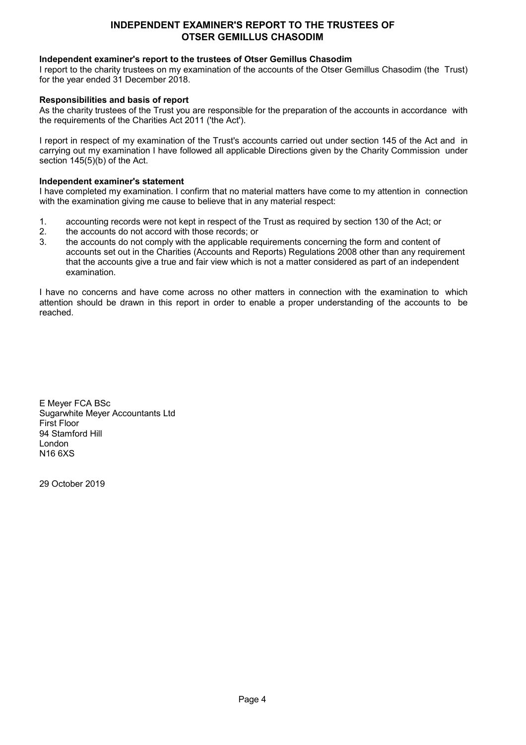# INDEPENDENT EXAMINER'S REPORT TO THE TRUSTEES OF OTSER GEMILLUS CHASODIM

**Independent examiner's report to the trustees of Otser Gemillus Chasodim**

I report to the charity trustees on my examination of the accounts of the Otser Gemillus Chasodim (the Trust) for the year ended 31 December 2018.

**Responsibilities and basis of report**

As the charity trustees of the Trust you are responsible for the preparation of the accounts in accordance with the requirements of the Charities Act 2011 ('the Act').

I report in respect of my examination of the Trust's accounts carried out under section 145 of the Act and in carrying out my examination I have followed all applicable Directions given by the Charity Commission under section 145(5)(b) of the Act.

**Independent examiner's statement**

I have completed my examination. I confirm that no material matters have come to my attention in connection with the examination giving me cause to believe that in any material respect:

1. accounting records were not kept in respect of the Trust as required by section 130 of the Act; or
2. the accounts do not accord with those records; or
3. the accounts do not comply with the applicable requirements concerning the form and content of accounts set out in the Charities (Accounts and Reports) Regulations 2008 other than any requirement that the accounts give a true and fair view which is not a matter considered as part of an independent examination.

I have no concerns and have come across no other matters in connection with the examination to which attention should be drawn in this report in order to enable a proper understanding of the accounts to be reached.

E Meyer FCA BSc
Sugarwhite Meyer Accountants Ltd
First Floor
94 Stamford Hill
London
N16 6XS

29 October 2019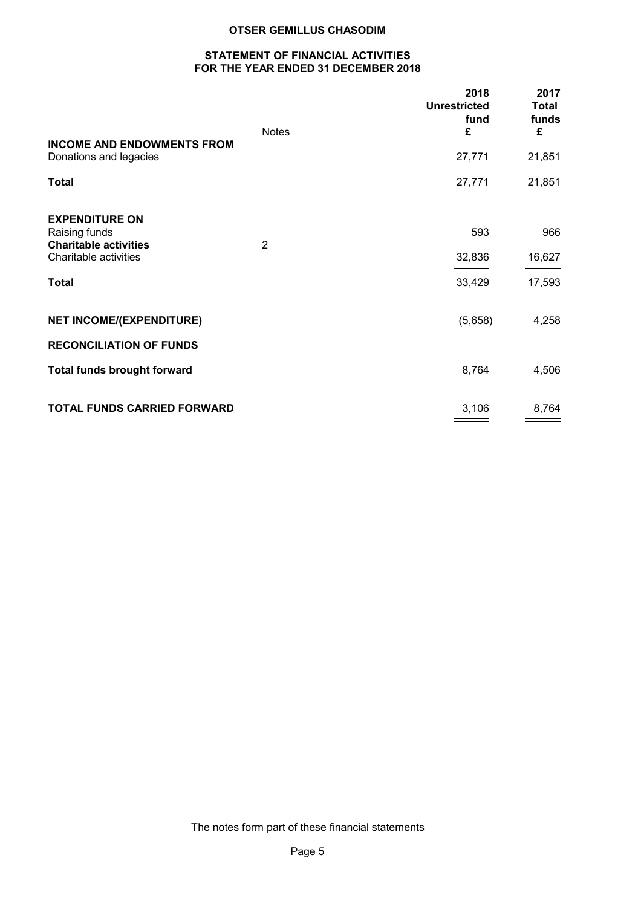# OTSER GEMILLUS CHASODIM

## STATEMENT OF FINANCIAL ACTIVITIES
## FOR THE YEAR ENDED 31 DECEMBER 2018

| | Notes | 2018 Unrestricted fund £ | 2017 Total funds £ |
|---|---|---|---|
| **INCOME AND ENDOWMENTS FROM** | | | |
| Donations and legacies | | 27,771 | 21,851 |
| **Total** | | 27,771 | 21,851 |
| | | | |
| **EXPENDITURE ON** | | | |
| Raising funds | | 593 | 966 |
| **Charitable activities** | 2 | | |
| Charitable activities | | 32,836 | 16,627 |
| **Total** | | 33,429 | 17,593 |
| | | | |
| **NET INCOME/(EXPENDITURE)** | | (5,658) | 4,258 |
| **RECONCILIATION OF FUNDS** | | | |
| **Total funds brought forward** | | 8,764 | 4,506 |
| | | | |
| **TOTAL FUNDS CARRIED FORWARD** | | 3,106 | 8,764 |

The notes form part of these financial statements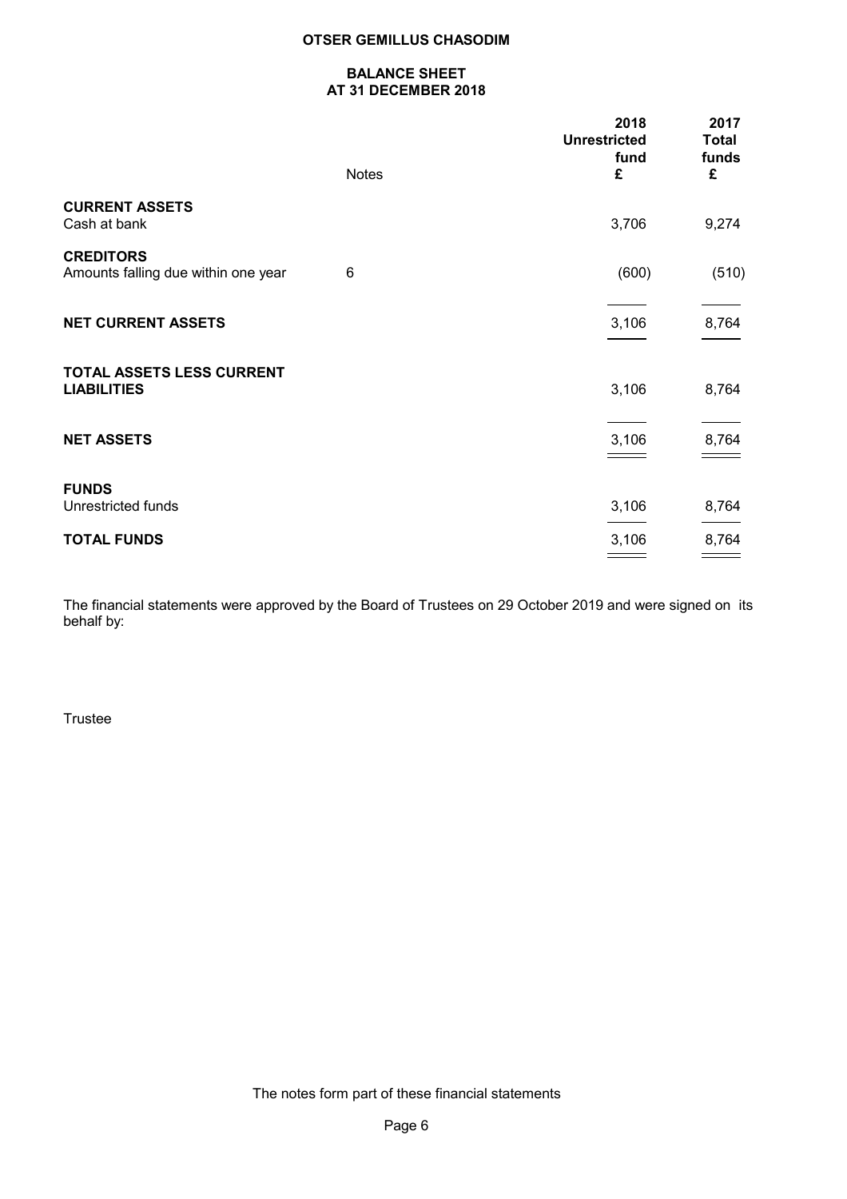# OTSER GEMILLUS CHASODIM

## BALANCE SHEET
## AT 31 DECEMBER 2018

| | Notes | 2018 Unrestricted fund £ | 2017 Total funds £ |
|---|---|---|---|
| **CURRENT ASSETS** | | | |
| Cash at bank | | 3,706 | 9,274 |
| **CREDITORS** | | | |
| Amounts falling due within one year | 6 | (600) | (510) |
| **NET CURRENT ASSETS** | | 3,106 | 8,764 |
| **TOTAL ASSETS LESS CURRENT LIABILITIES** | | 3,106 | 8,764 |
| **NET ASSETS** | | 3,106 | 8,764 |
| **FUNDS** | | | |
| Unrestricted funds | | 3,106 | 8,764 |
| **TOTAL FUNDS** | | 3,106 | 8,764 |

The financial statements were approved by the Board of Trustees on 29 October 2019 and were signed on its behalf by:

Trustee

The notes form part of these financial statements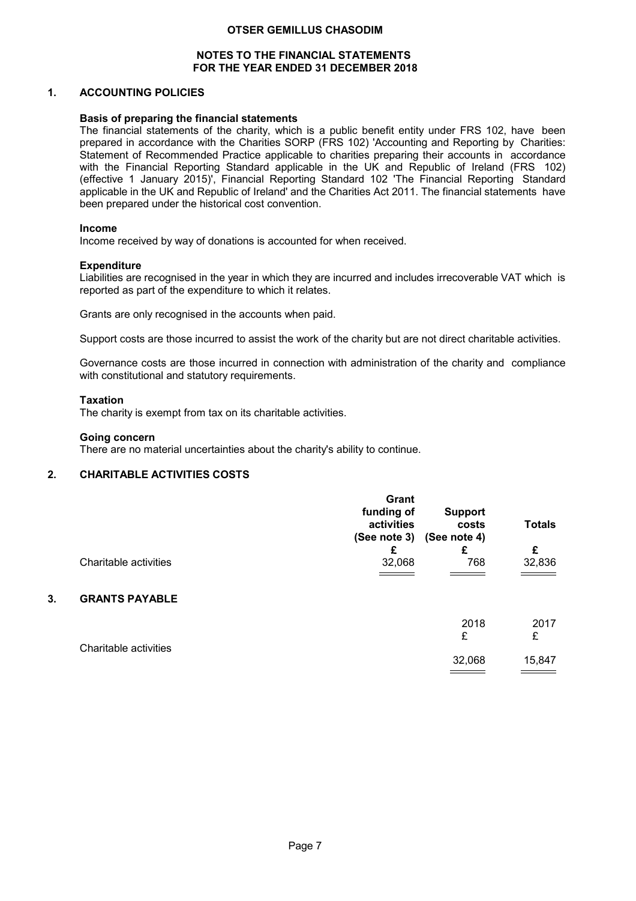# OTSER GEMILLUS CHASODIM

## NOTES TO THE FINANCIAL STATEMENTS FOR THE YEAR ENDED 31 DECEMBER 2018

### 1. ACCOUNTING POLICIES

**Basis of preparing the financial statements**

The financial statements of the charity, which is a public benefit entity under FRS 102, have been prepared in accordance with the Charities SORP (FRS 102) 'Accounting and Reporting by Charities: Statement of Recommended Practice applicable to charities preparing their accounts in accordance with the Financial Reporting Standard applicable in the UK and Republic of Ireland (FRS 102) (effective 1 January 2015)', Financial Reporting Standard 102 'The Financial Reporting Standard applicable in the UK and Republic of Ireland' and the Charities Act 2011. The financial statements have been prepared under the historical cost convention.

**Income**

Income received by way of donations is accounted for when received.

**Expenditure**

Liabilities are recognised in the year in which they are incurred and includes irrecoverable VAT which is reported as part of the expenditure to which it relates.

Grants are only recognised in the accounts when paid.

Support costs are those incurred to assist the work of the charity but are not direct charitable activities.

Governance costs are those incurred in connection with administration of the charity and compliance with constitutional and statutory requirements.

**Taxation**

The charity is exempt from tax on its charitable activities.

**Going concern**

There are no material uncertainties about the charity's ability to continue.

### 2. CHARITABLE ACTIVITIES COSTS

| | Grant funding of activities (See note 3) | Support costs (See note 4) | Totals |
|---|---|---|---|
| | £ | £ | £ |
| Charitable activities | 32,068 | 768 | 32,836 |

### 3. GRANTS PAYABLE

| | 2018 | 2017 |
|---|---|---|
| | £ | £ |
| Charitable activities | 32,068 | 15,847 |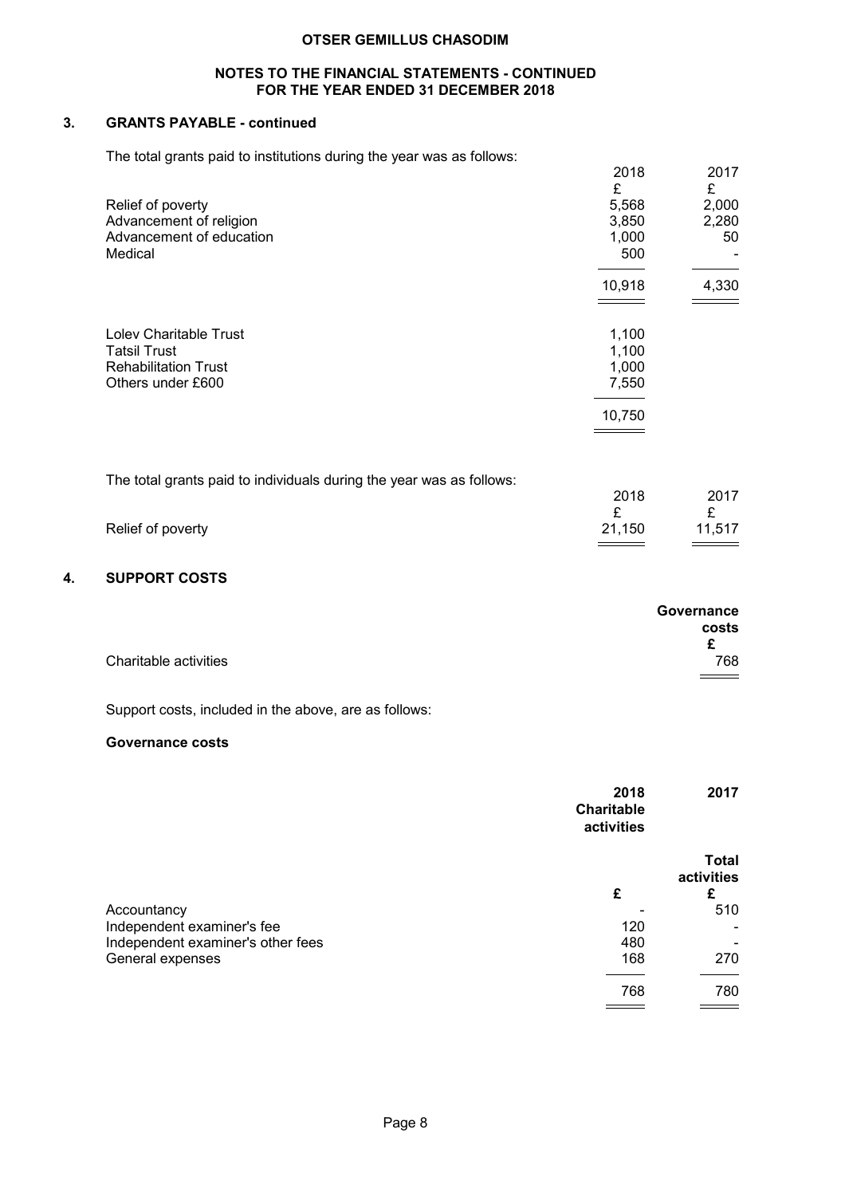## 3. GRANTS PAYABLE - continued

The total grants paid to institutions during the year was as follows:

| | 2018 | 2017 |
|---|---|---|
| | £ | £ |
| Relief of poverty | 5,568 | 2,000 |
| Advancement of religion | 3,850 | 2,280 |
| Advancement of education | 1,000 | 50 |
| Medical | 500 | - |
| | 10,918 | 4,330 |

| | |
|---|---|
| Lolev Charitable Trust | 1,100 |
| Tatsil Trust | 1,100 |
| Rehabilitation Trust | 1,000 |
| Others under £600 | 7,550 |
| | 10,750 |

The total grants paid to individuals during the year was as follows:

| | 2018 | 2017 |
|---|---|---|
| | £ | £ |
| Relief of poverty | 21,150 | 11,517 |

## 4. SUPPORT COSTS

| | Governance costs |
|---|---|
| | £ |
| Charitable activities | 768 |

Support costs, included in the above, are as follows:

**Governance costs**

| | 2018 Charitable activities | 2017 Total activities |
|---|---|---|
| | £ | £ |
| Accountancy | - | 510 |
| Independent examiner's fee | 120 | - |
| Independent examiner's other fees | 480 | - |
| General expenses | 168 | 270 |
| | 768 | 780 |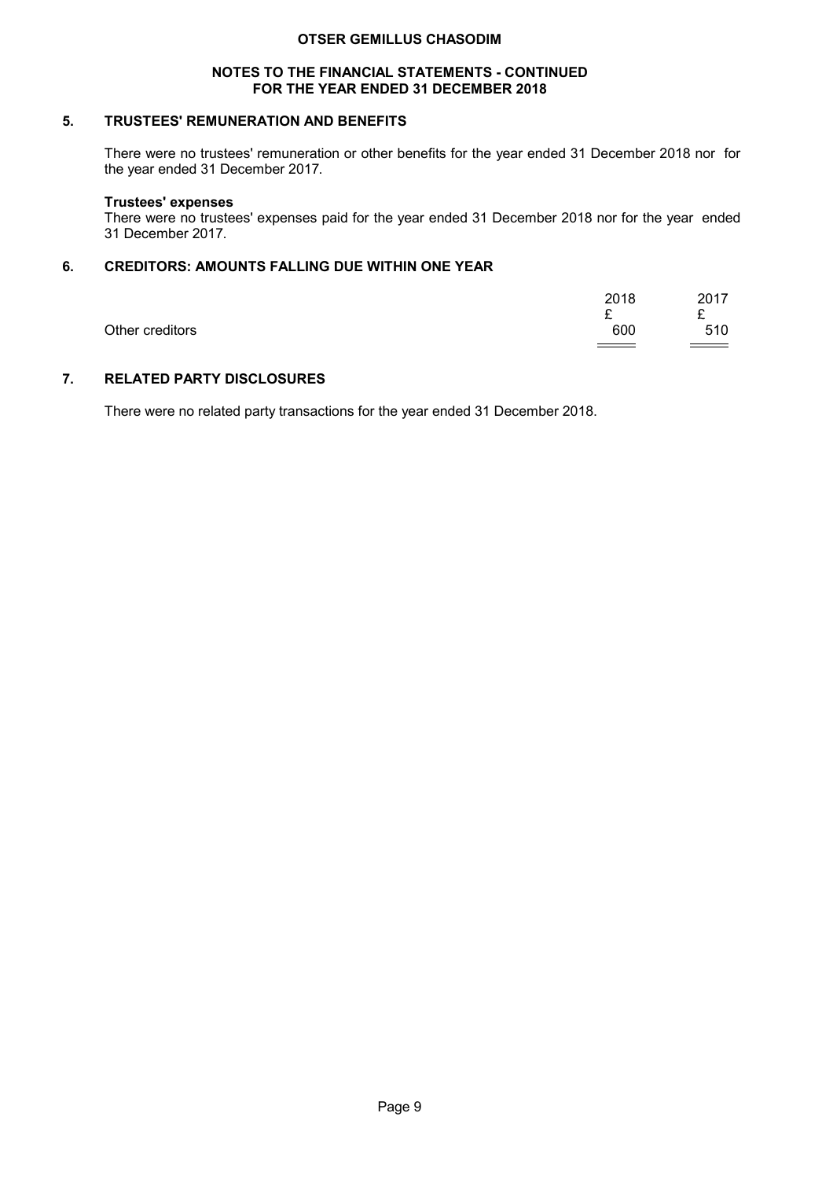**OTSER GEMILLUS CHASODIM**

**NOTES TO THE FINANCIAL STATEMENTS - CONTINUED**
**FOR THE YEAR ENDED 31 DECEMBER 2018**

## 5. TRUSTEES' REMUNERATION AND BENEFITS

There were no trustees' remuneration or other benefits for the year ended 31 December 2018 nor for the year ended 31 December 2017.

**Trustees' expenses**
There were no trustees' expenses paid for the year ended 31 December 2018 nor for the year ended 31 December 2017.

## 6. CREDITORS: AMOUNTS FALLING DUE WITHIN ONE YEAR

| | 2018 | 2017 |
|---|---|---|
| | £ | £ |
| Other creditors | 600 | 510 |

## 7. RELATED PARTY DISCLOSURES

There were no related party transactions for the year ended 31 December 2018.